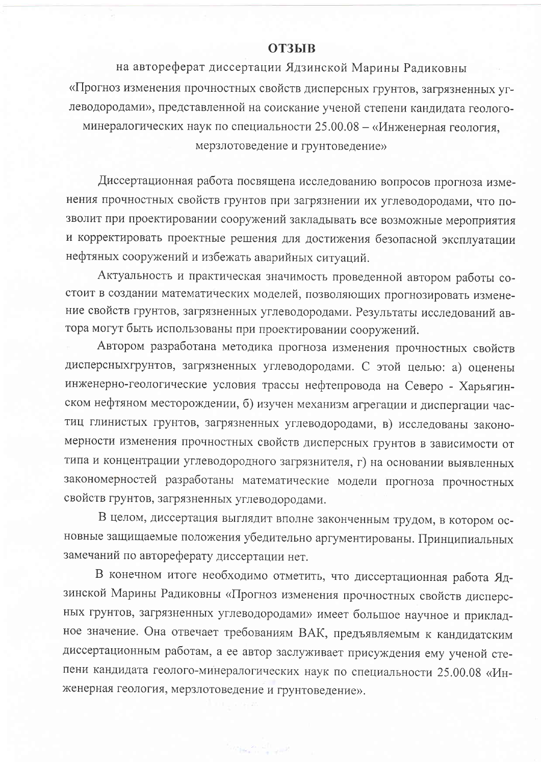# ОТЗЫВ

на автореферат диссертации Ядзинской Марины Радиковны «Прогноз изменения прочностных свойств дисперсных грунтов, загрязненных углеводородами», представленной на соискание ученой степени кандидата геолого-минералогических наук по специальности 25.00.08 – «Инженерная геология, мерзлотоведение и грунтоведение»

Диссертационная работа посвящена исследованию вопросов прогноза изменения прочностных свойств грунтов при загрязнении их углеводородами, что позволит при проектировании сооружений закладывать все возможные мероприятия и корректировать проектные решения для достижения безопасной эксплуатации нефтяных сооружений и избежать аварийных ситуаций.

Актуальность и практическая значимость проведенной автором работы состоит в создании математических моделей, позволяющих прогнозировать изменение свойств грунтов, загрязненных углеводородами. Результаты исследований автора могут быть использованы при проектировании сооружений.

Автором разработана методика прогноза изменения прочностных свойств дисперсныхгрунтов, загрязненных углеводородами. С этой целью: а) оценены инженерно-геологические условия трассы нефтепровода на Северо - Харьягинском нефтяном месторождении, б) изучен механизм агрегации и диспергации частиц глинистых грунтов, загрязненных углеводородами, в) исследованы закономерности изменения прочностных свойств дисперсных грунтов в зависимости от типа и концентрации углеводородного загрязнителя, г) на основании выявленных закономерностей разработаны математические модели прогноза прочностных свойств грунтов, загрязненных углеводородами.

В целом, диссертация выглядит вполне законченным трудом, в котором основные защищаемые положения убедительно аргументированы. Принципиальных замечаний по автореферату диссертации нет.

В конечном итоге необходимо отметить, что диссертационная работа Ядзинской Марины Радиковны «Прогноз изменения прочностных свойств дисперсных грунтов, загрязненных углеводородами» имеет большое научное и прикладное значение. Она отвечает требованиям ВАК, предъявляемым к кандидатским диссертационным работам, а ее автор заслуживает присуждения ему ученой степени кандидата геолого-минералогических наук по специальности 25.00.08 «Инженерная геология, мерзлотоведение и грунтоведение».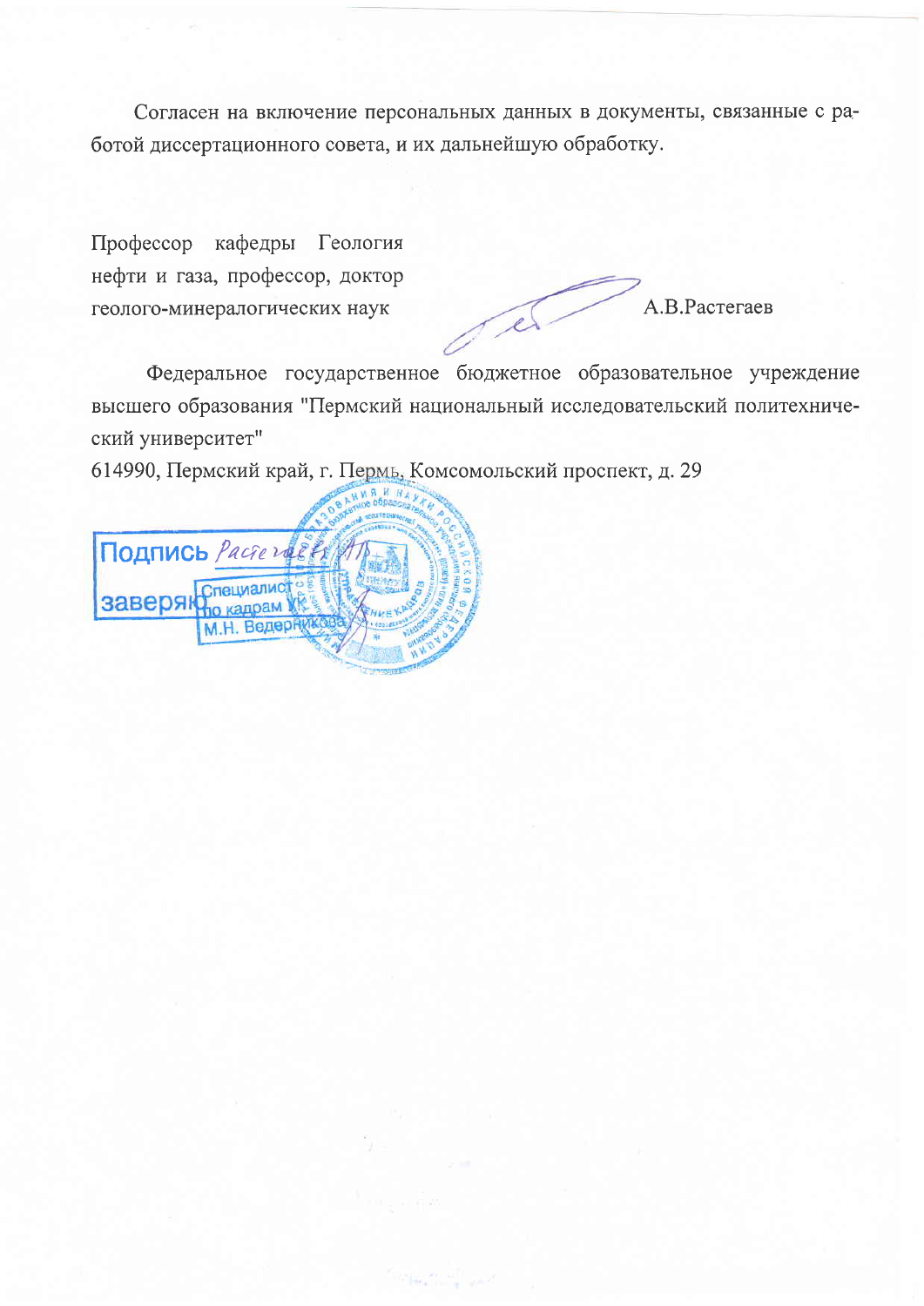Согласен на включение персональных данных в документы, связанные с работой диссертационного совета, и их дальнейшую обработку.

Профессор кафедры Геология нефти и газа, профессор, доктор геолого-минералогических наук

А.В.Растегаев

Федеральное государственное бюджетное образовательное учреждение высшего образования "Пермский национальный исследовательский политехнический университет"

614990, Пермский край, г. Пермь, Комсомольский проспект, д. 29

Подпись Растегаева А.В.

заверяю Специалист по кадрам УК М.Н. Ведерникова